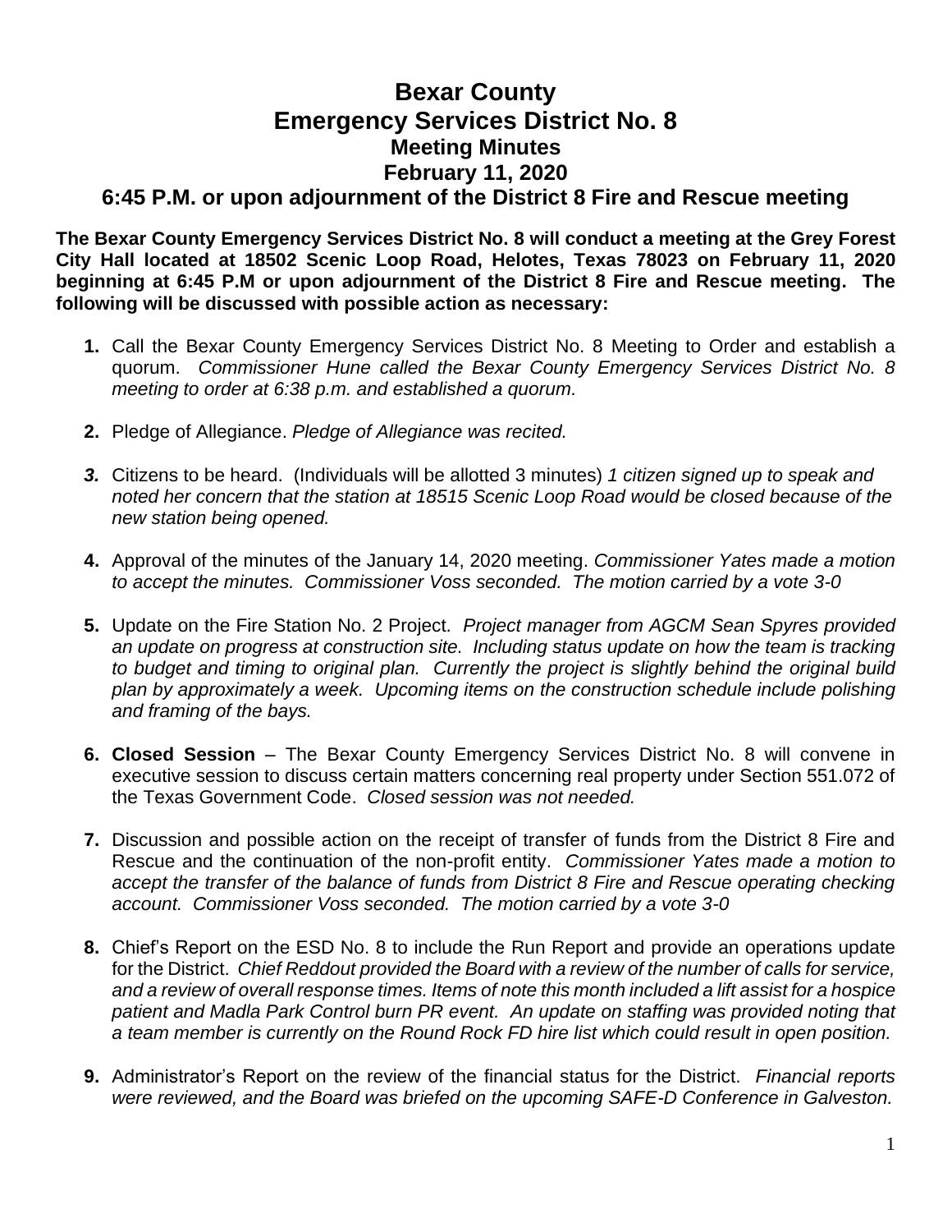# Bexar County
# Emergency Services District No. 8
## Meeting Minutes
## February 11, 2020
### 6:45 P.M. or upon adjournment of the District 8 Fire and Rescue meeting

**The Bexar County Emergency Services District No. 8 will conduct a meeting at the Grey Forest City Hall located at 18502 Scenic Loop Road, Helotes, Texas 78023 on February 11, 2020 beginning at 6:45 P.M or upon adjournment of the District 8 Fire and Rescue meeting. The following will be discussed with possible action as necessary:**

1. Call the Bexar County Emergency Services District No. 8 Meeting to Order and establish a quorum. *Commissioner Hune called the Bexar County Emergency Services District No. 8 meeting to order at 6:38 p.m. and established a quorum.*

2. Pledge of Allegiance. *Pledge of Allegiance was recited.*

3. Citizens to be heard. (Individuals will be allotted 3 minutes) *1 citizen signed up to speak and noted her concern that the station at 18515 Scenic Loop Road would be closed because of the new station being opened.*

4. Approval of the minutes of the January 14, 2020 meeting. *Commissioner Yates made a motion to accept the minutes. Commissioner Voss seconded. The motion carried by a vote 3-0*

5. Update on the Fire Station No. 2 Project. *Project manager from AGCM Sean Spyres provided an update on progress at construction site. Including status update on how the team is tracking to budget and timing to original plan. Currently the project is slightly behind the original build plan by approximately a week. Upcoming items on the construction schedule include polishing and framing of the bays.*

6. **Closed Session** – The Bexar County Emergency Services District No. 8 will convene in executive session to discuss certain matters concerning real property under Section 551.072 of the Texas Government Code. *Closed session was not needed.*

7. Discussion and possible action on the receipt of transfer of funds from the District 8 Fire and Rescue and the continuation of the non-profit entity. *Commissioner Yates made a motion to accept the transfer of the balance of funds from District 8 Fire and Rescue operating checking account. Commissioner Voss seconded. The motion carried by a vote 3-0*

8. Chief's Report on the ESD No. 8 to include the Run Report and provide an operations update for the District. *Chief Reddout provided the Board with a review of the number of calls for service, and a review of overall response times. Items of note this month included a lift assist for a hospice patient and Madla Park Control burn PR event. An update on staffing was provided noting that a team member is currently on the Round Rock FD hire list which could result in open position.*

9. Administrator's Report on the review of the financial status for the District. *Financial reports were reviewed, and the Board was briefed on the upcoming SAFE-D Conference in Galveston.*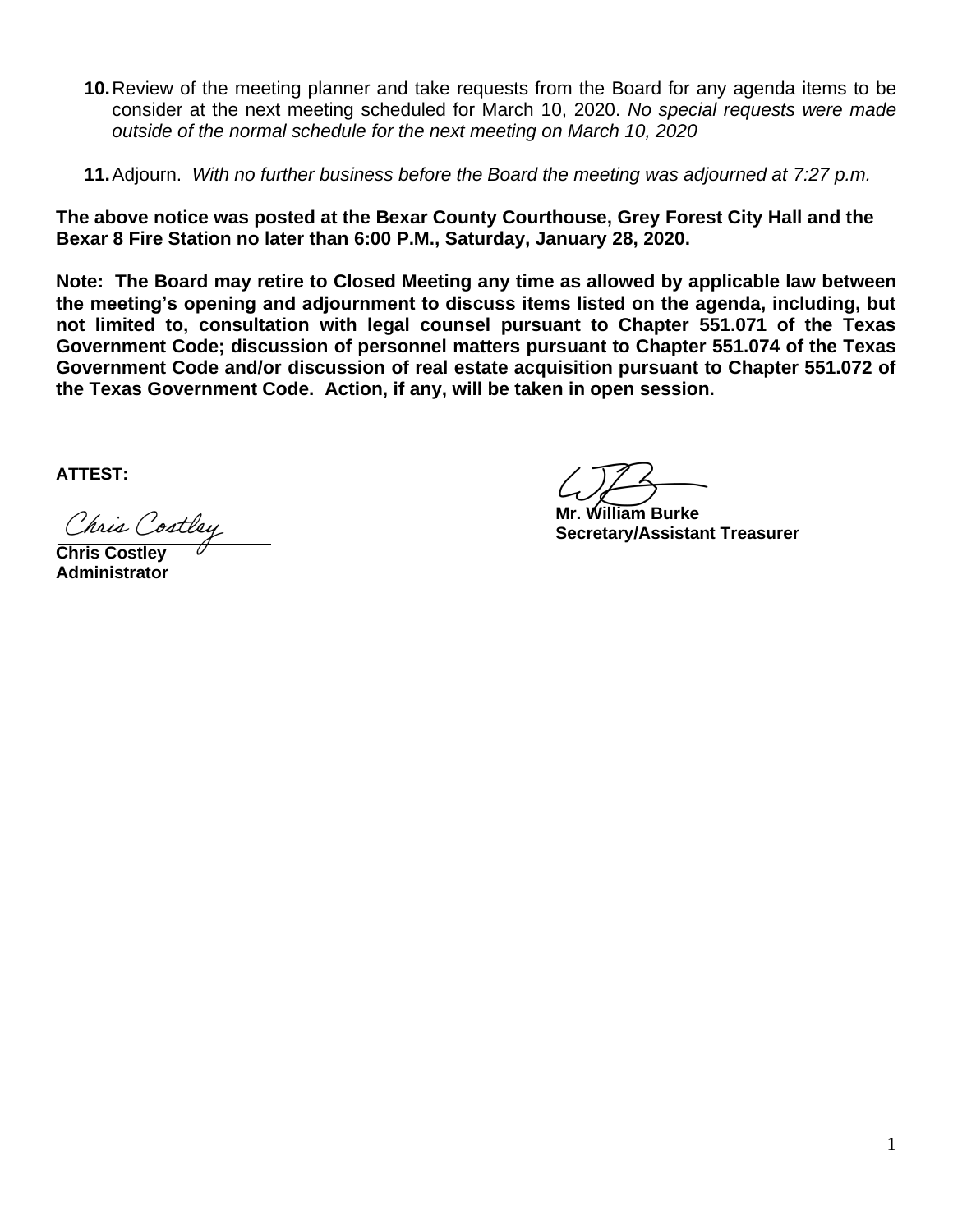10. Review of the meeting planner and take requests from the Board for any agenda items to be consider at the next meeting scheduled for March 10, 2020. *No special requests were made outside of the normal schedule for the next meeting on March 10, 2020*

11. Adjourn. *With no further business before the Board the meeting was adjourned at 7:27 p.m.*

**The above notice was posted at the Bexar County Courthouse, Grey Forest City Hall and the Bexar 8 Fire Station no later than 6:00 P.M., Saturday, January 28, 2020.**

**Note: The Board may retire to Closed Meeting any time as allowed by applicable law between the meeting's opening and adjournment to discuss items listed on the agenda, including, but not limited to, consultation with legal counsel pursuant to Chapter 551.071 of the Texas Government Code; discussion of personnel matters pursuant to Chapter 551.074 of the Texas Government Code and/or discussion of real estate acquisition pursuant to Chapter 551.072 of the Texas Government Code. Action, if any, will be taken in open session.**

**ATTEST:**

Chris Costley

**Chris Costley**
**Administrator**

**Mr. William Burke**
**Secretary/Assistant Treasurer**